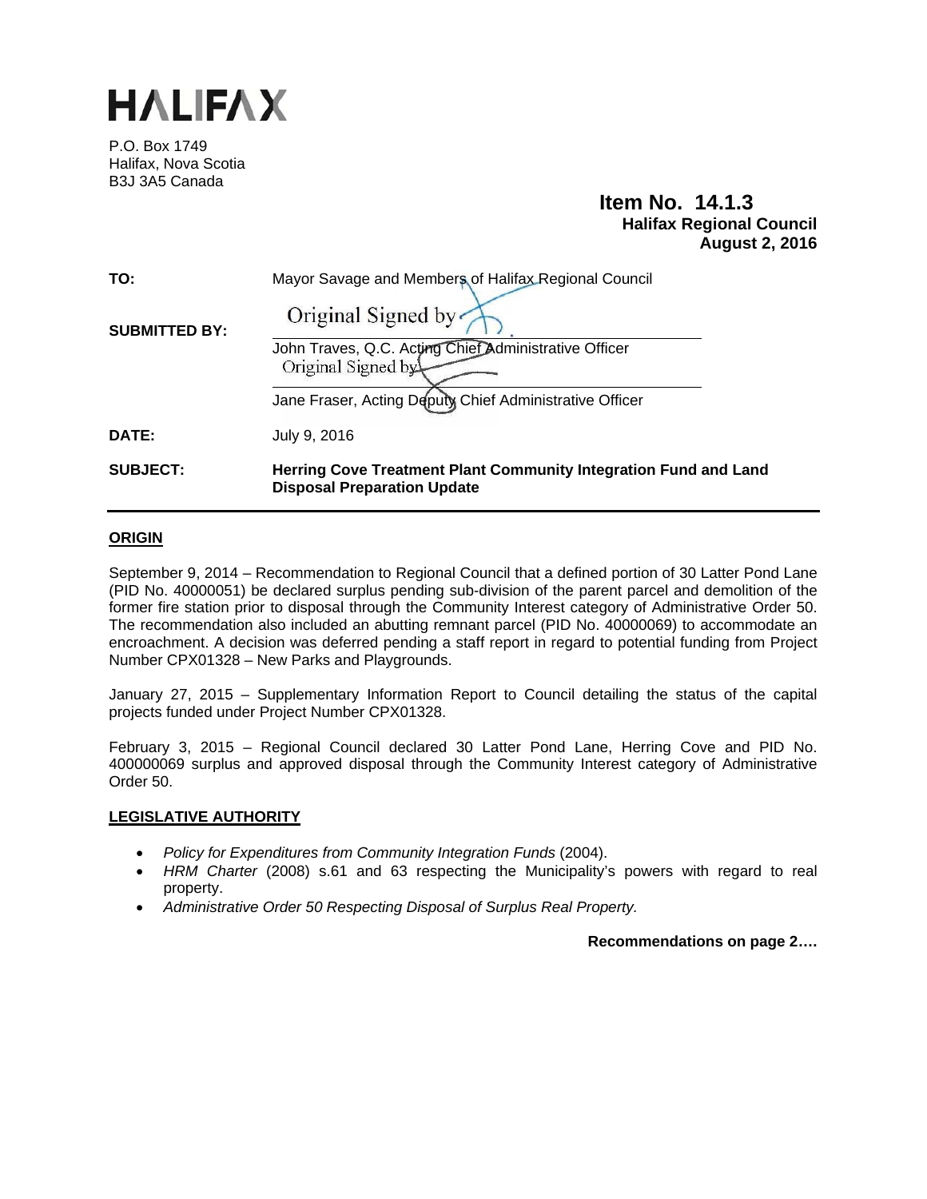# HALIFAX

P.O. Box 1749
Halifax, Nova Scotia
B3J 3A5 Canada

**Item No. 14.1.3**
**Halifax Regional Council**
**August 2, 2016**

**TO:** Mayor Savage and Members of Halifax Regional Council

**SUBMITTED BY:** Original Signed by

John Traves, Q.C. Acting Chief Administrative Officer

Original Signed by

Jane Fraser, Acting Deputy Chief Administrative Officer

**DATE:** July 9, 2016

**SUBJECT:** **Herring Cove Treatment Plant Community Integration Fund and Land Disposal Preparation Update**

## ORIGIN

September 9, 2014 – Recommendation to Regional Council that a defined portion of 30 Latter Pond Lane (PID No. 40000051) be declared surplus pending sub-division of the parent parcel and demolition of the former fire station prior to disposal through the Community Interest category of Administrative Order 50. The recommendation also included an abutting remnant parcel (PID No. 40000069) to accommodate an encroachment. A decision was deferred pending a staff report in regard to potential funding from Project Number CPX01328 – New Parks and Playgrounds.

January 27, 2015 – Supplementary Information Report to Council detailing the status of the capital projects funded under Project Number CPX01328.

February 3, 2015 – Regional Council declared 30 Latter Pond Lane, Herring Cove and PID No. 400000069 surplus and approved disposal through the Community Interest category of Administrative Order 50.

## LEGISLATIVE AUTHORITY

- *Policy for Expenditures from Community Integration Funds* (2004).
- *HRM Charter* (2008) s.61 and 63 respecting the Municipality's powers with regard to real property.
- *Administrative Order 50 Respecting Disposal of Surplus Real Property.*

**Recommendations on page 2….**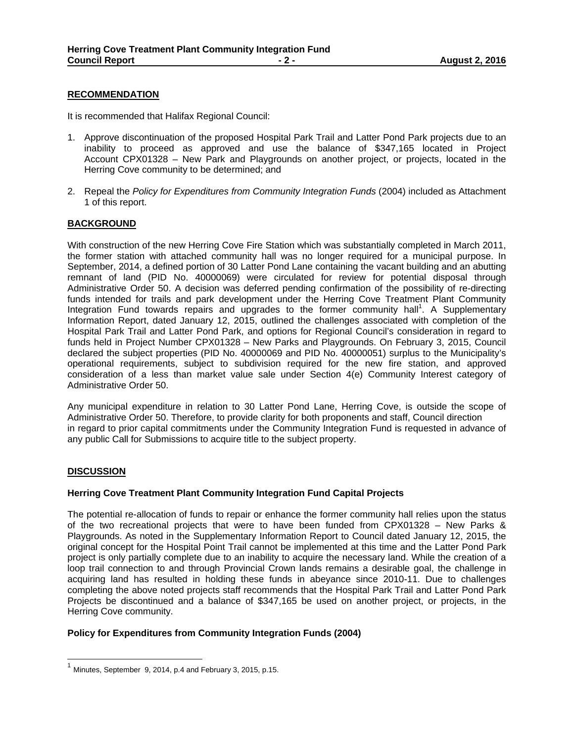## RECOMMENDATION

It is recommended that Halifax Regional Council:

1. Approve discontinuation of the proposed Hospital Park Trail and Latter Pond Park projects due to an inability to proceed as approved and use the balance of $347,165 located in Project Account CPX01328 – New Park and Playgrounds on another project, or projects, located in the Herring Cove community to be determined; and

2. Repeal the *Policy for Expenditures from Community Integration Funds* (2004) included as Attachment 1 of this report.

## BACKGROUND

With construction of the new Herring Cove Fire Station which was substantially completed in March 2011, the former station with attached community hall was no longer required for a municipal purpose. In September, 2014, a defined portion of 30 Latter Pond Lane containing the vacant building and an abutting remnant of land (PID No. 40000069) were circulated for review for potential disposal through Administrative Order 50. A decision was deferred pending confirmation of the possibility of re-directing funds intended for trails and park development under the Herring Cove Treatment Plant Community Integration Fund towards repairs and upgrades to the former community hall[1]. A Supplementary Information Report, dated January 12, 2015, outlined the challenges associated with completion of the Hospital Park Trail and Latter Pond Park, and options for Regional Council's consideration in regard to funds held in Project Number CPX01328 – New Parks and Playgrounds. On February 3, 2015, Council declared the subject properties (PID No. 40000069 and PID No. 40000051) surplus to the Municipality's operational requirements, subject to subdivision required for the new fire station, and approved consideration of a less than market value sale under Section 4(e) Community Interest category of Administrative Order 50.

Any municipal expenditure in relation to 30 Latter Pond Lane, Herring Cove, is outside the scope of Administrative Order 50. Therefore, to provide clarity for both proponents and staff, Council direction in regard to prior capital commitments under the Community Integration Fund is requested in advance of any public Call for Submissions to acquire title to the subject property.

## DISCUSSION

### Herring Cove Treatment Plant Community Integration Fund Capital Projects

The potential re-allocation of funds to repair or enhance the former community hall relies upon the status of the two recreational projects that were to have been funded from CPX01328 – New Parks & Playgrounds. As noted in the Supplementary Information Report to Council dated January 12, 2015, the original concept for the Hospital Point Trail cannot be implemented at this time and the Latter Pond Park project is only partially complete due to an inability to acquire the necessary land. While the creation of a loop trail connection to and through Provincial Crown lands remains a desirable goal, the challenge in acquiring land has resulted in holding these funds in abeyance since 2010-11. Due to challenges completing the above noted projects staff recommends that the Hospital Park Trail and Latter Pond Park Projects be discontinued and a balance of $347,165 be used on another project, or projects, in the Herring Cove community.

### Policy for Expenditures from Community Integration Funds (2004)

[1] Minutes, September 9, 2014, p.4 and February 3, 2015, p.15.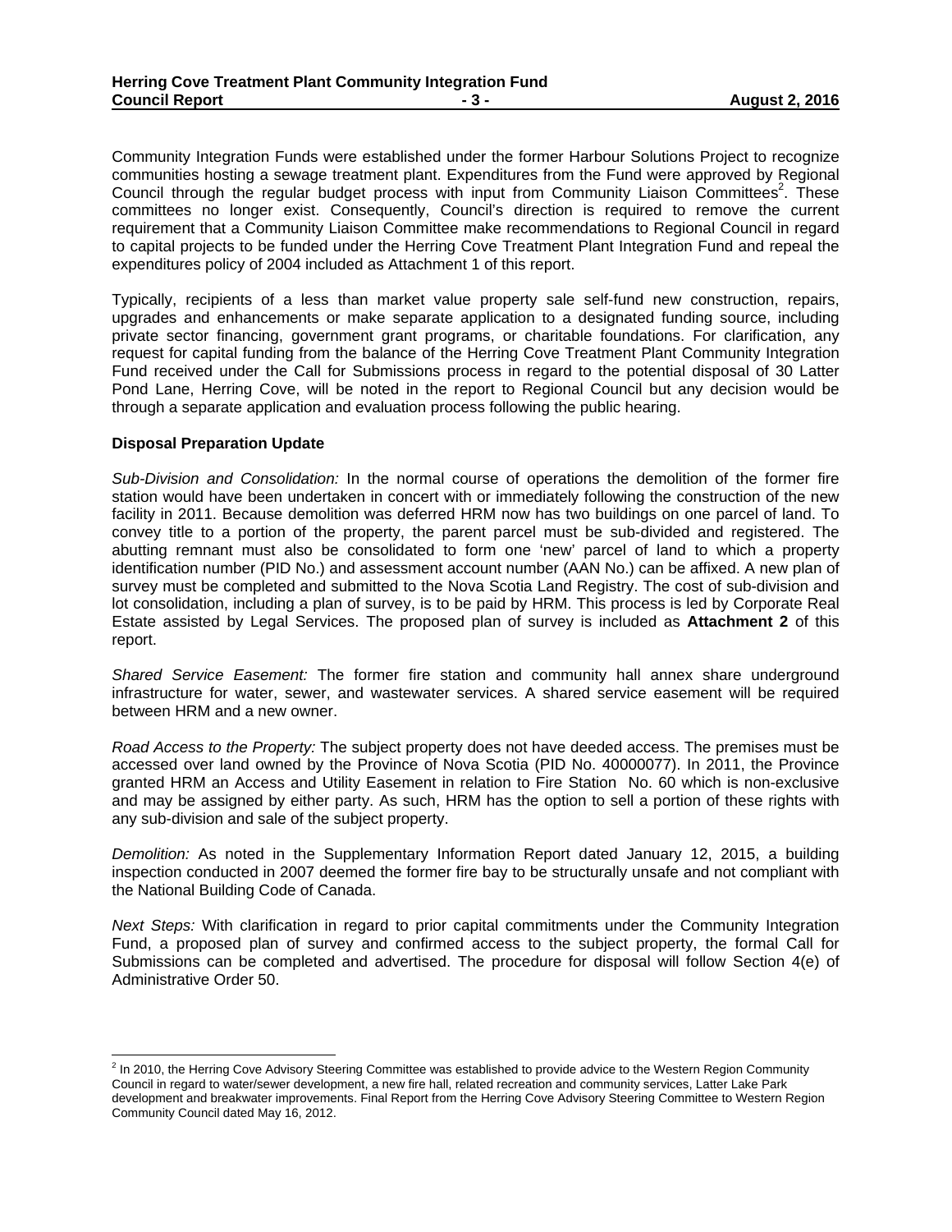Community Integration Funds were established under the former Harbour Solutions Project to recognize communities hosting a sewage treatment plant. Expenditures from the Fund were approved by Regional Council through the regular budget process with input from Community Liaison Committees[2]. These committees no longer exist. Consequently, Council's direction is required to remove the current requirement that a Community Liaison Committee make recommendations to Regional Council in regard to capital projects to be funded under the Herring Cove Treatment Plant Integration Fund and repeal the expenditures policy of 2004 included as Attachment 1 of this report.

Typically, recipients of a less than market value property sale self-fund new construction, repairs, upgrades and enhancements or make separate application to a designated funding source, including private sector financing, government grant programs, or charitable foundations. For clarification, any request for capital funding from the balance of the Herring Cove Treatment Plant Community Integration Fund received under the Call for Submissions process in regard to the potential disposal of 30 Latter Pond Lane, Herring Cove, will be noted in the report to Regional Council but any decision would be through a separate application and evaluation process following the public hearing.

**Disposal Preparation Update**

*Sub-Division and Consolidation:* In the normal course of operations the demolition of the former fire station would have been undertaken in concert with or immediately following the construction of the new facility in 2011. Because demolition was deferred HRM now has two buildings on one parcel of land. To convey title to a portion of the property, the parent parcel must be sub-divided and registered. The abutting remnant must also be consolidated to form one 'new' parcel of land to which a property identification number (PID No.) and assessment account number (AAN No.) can be affixed. A new plan of survey must be completed and submitted to the Nova Scotia Land Registry. The cost of sub-division and lot consolidation, including a plan of survey, is to be paid by HRM. This process is led by Corporate Real Estate assisted by Legal Services. The proposed plan of survey is included as **Attachment 2** of this report.

*Shared Service Easement:* The former fire station and community hall annex share underground infrastructure for water, sewer, and wastewater services. A shared service easement will be required between HRM and a new owner.

*Road Access to the Property:* The subject property does not have deeded access. The premises must be accessed over land owned by the Province of Nova Scotia (PID No. 40000077). In 2011, the Province granted HRM an Access and Utility Easement in relation to Fire Station No. 60 which is non-exclusive and may be assigned by either party. As such, HRM has the option to sell a portion of these rights with any sub-division and sale of the subject property.

*Demolition:* As noted in the Supplementary Information Report dated January 12, 2015, a building inspection conducted in 2007 deemed the former fire bay to be structurally unsafe and not compliant with the National Building Code of Canada.

*Next Steps:* With clarification in regard to prior capital commitments under the Community Integration Fund, a proposed plan of survey and confirmed access to the subject property, the formal Call for Submissions can be completed and advertised. The procedure for disposal will follow Section 4(e) of Administrative Order 50.

---

[2] In 2010, the Herring Cove Advisory Steering Committee was established to provide advice to the Western Region Community Council in regard to water/sewer development, a new fire hall, related recreation and community services, Latter Lake Park development and breakwater improvements. Final Report from the Herring Cove Advisory Steering Committee to Western Region Community Council dated May 16, 2012.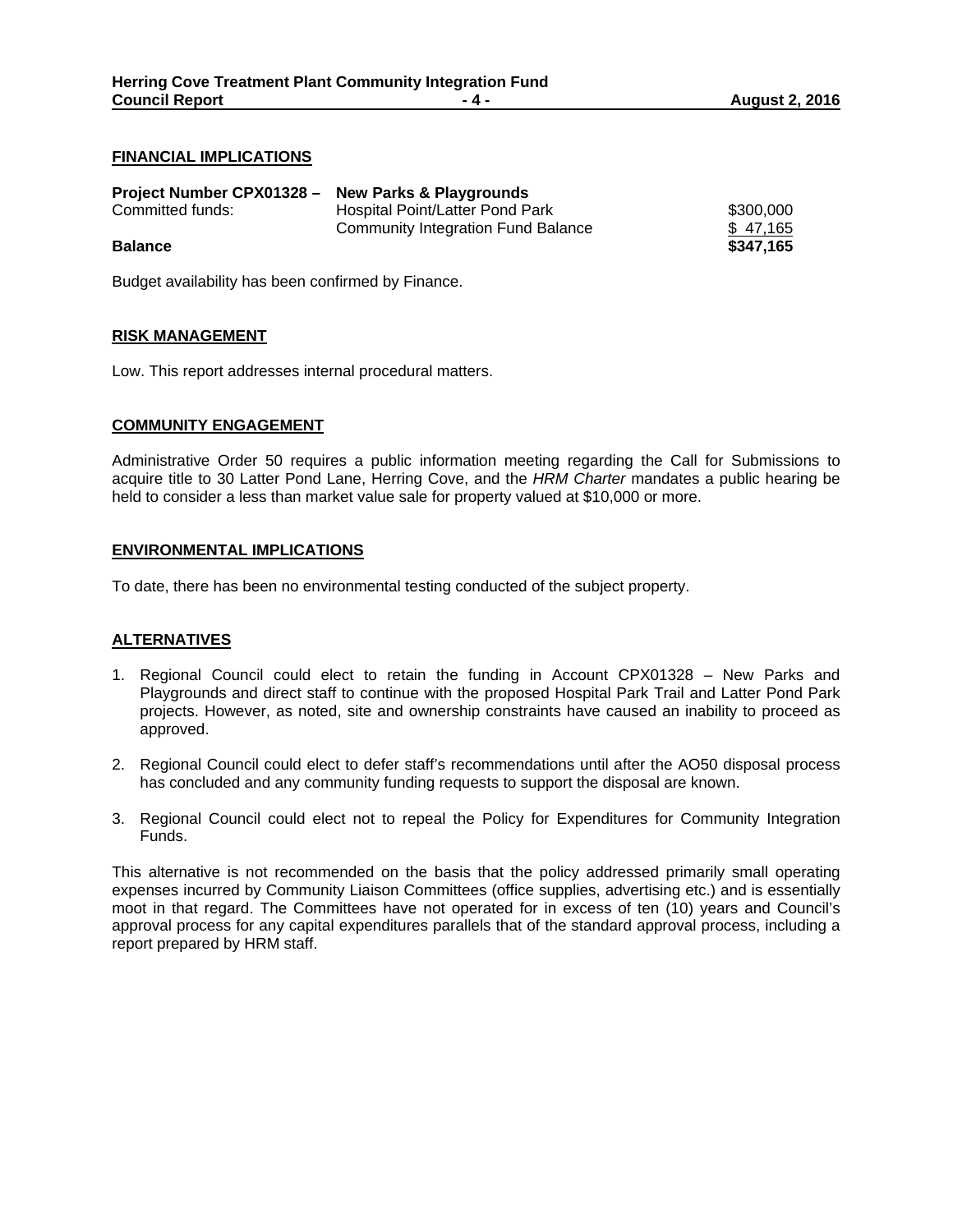## FINANCIAL IMPLICATIONS

| **Project Number CPX01328 –** | **New Parks & Playgrounds** | |
|---|---|---|
| Committed funds: | Hospital Point/Latter Pond Park | $300,000 |
| | Community Integration Fund Balance | $ 47,165 |
| **Balance** | | **$347,165** |

Budget availability has been confirmed by Finance.

## RISK MANAGEMENT

Low. This report addresses internal procedural matters.

## COMMUNITY ENGAGEMENT

Administrative Order 50 requires a public information meeting regarding the Call for Submissions to acquire title to 30 Latter Pond Lane, Herring Cove, and the *HRM Charter* mandates a public hearing be held to consider a less than market value sale for property valued at $10,000 or more.

## ENVIRONMENTAL IMPLICATIONS

To date, there has been no environmental testing conducted of the subject property.

## ALTERNATIVES

1. Regional Council could elect to retain the funding in Account CPX01328 – New Parks and Playgrounds and direct staff to continue with the proposed Hospital Park Trail and Latter Pond Park projects. However, as noted, site and ownership constraints have caused an inability to proceed as approved.

2. Regional Council could elect to defer staff's recommendations until after the AO50 disposal process has concluded and any community funding requests to support the disposal are known.

3. Regional Council could elect not to repeal the Policy for Expenditures for Community Integration Funds.

This alternative is not recommended on the basis that the policy addressed primarily small operating expenses incurred by Community Liaison Committees (office supplies, advertising etc.) and is essentially moot in that regard. The Committees have not operated for in excess of ten (10) years and Council's approval process for any capital expenditures parallels that of the standard approval process, including a report prepared by HRM staff.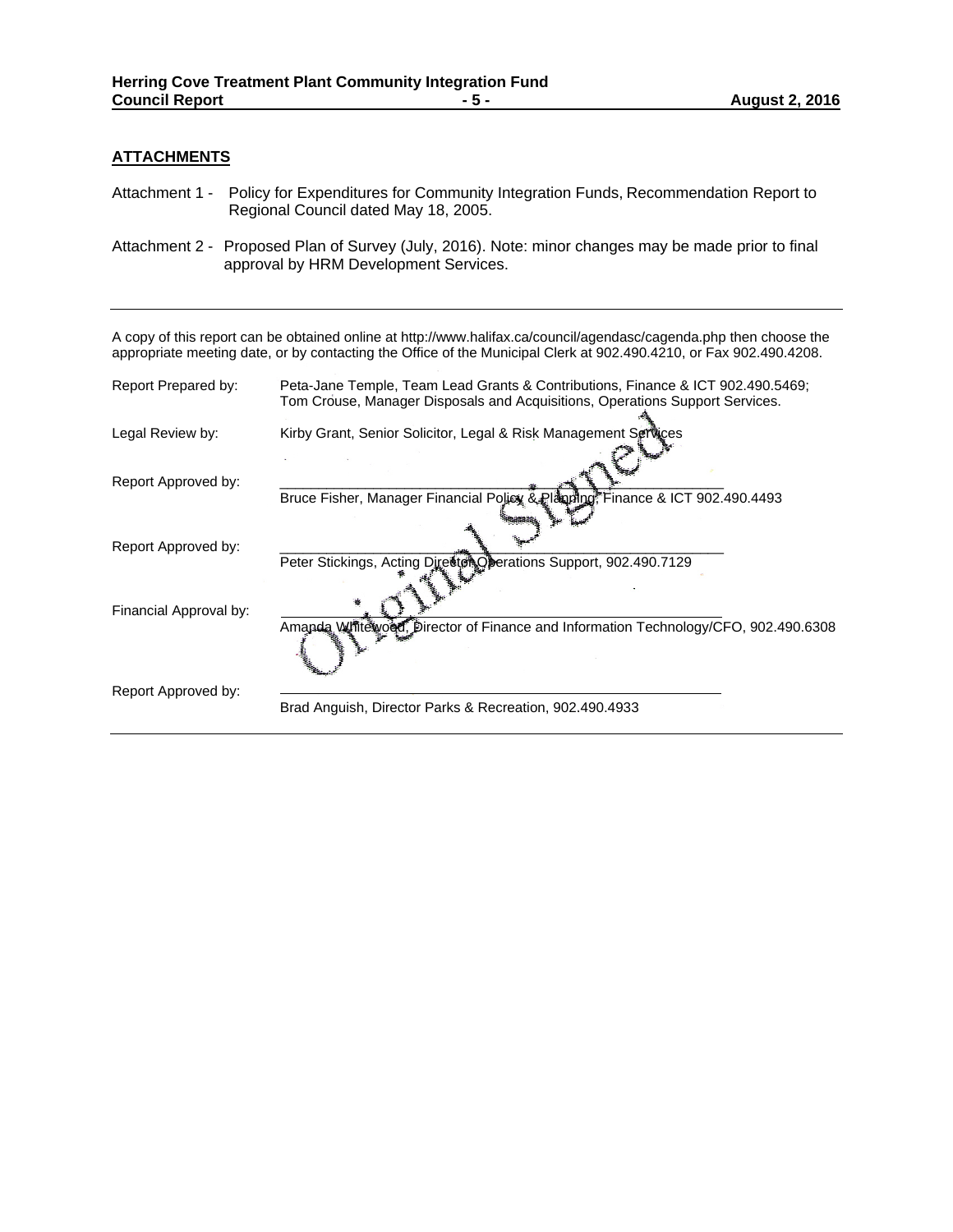## ATTACHMENTS

Attachment 1 - Policy for Expenditures for Community Integration Funds, Recommendation Report to Regional Council dated May 18, 2005.

Attachment 2 - Proposed Plan of Survey (July, 2016). Note: minor changes may be made prior to final approval by HRM Development Services.

---

A copy of this report can be obtained online at http://www.halifax.ca/council/agendasc/cagenda.php then choose the appropriate meeting date, or by contacting the Office of the Municipal Clerk at 902.490.4210, or Fax 902.490.4208.

Report Prepared by: Peta-Jane Temple, Team Lead Grants & Contributions, Finance & ICT 902.490.5469; Tom Crouse, Manager Disposals and Acquisitions, Operations Support Services.

Legal Review by: Kirby Grant, Senior Solicitor, Legal & Risk Management Services

Original Signed

Report Approved by: ______________________________
Bruce Fisher, Manager Financial Policy & Planning, Finance & ICT 902.490.4493

Report Approved by: ______________________________
Peter Stickings, Acting Director Operations Support, 902.490.7129

Financial Approval by: ______________________________
Amanda Whitewood, Director of Finance and Information Technology/CFO, 902.490.6308

Report Approved by: ______________________________
Brad Anguish, Director Parks & Recreation, 902.490.4933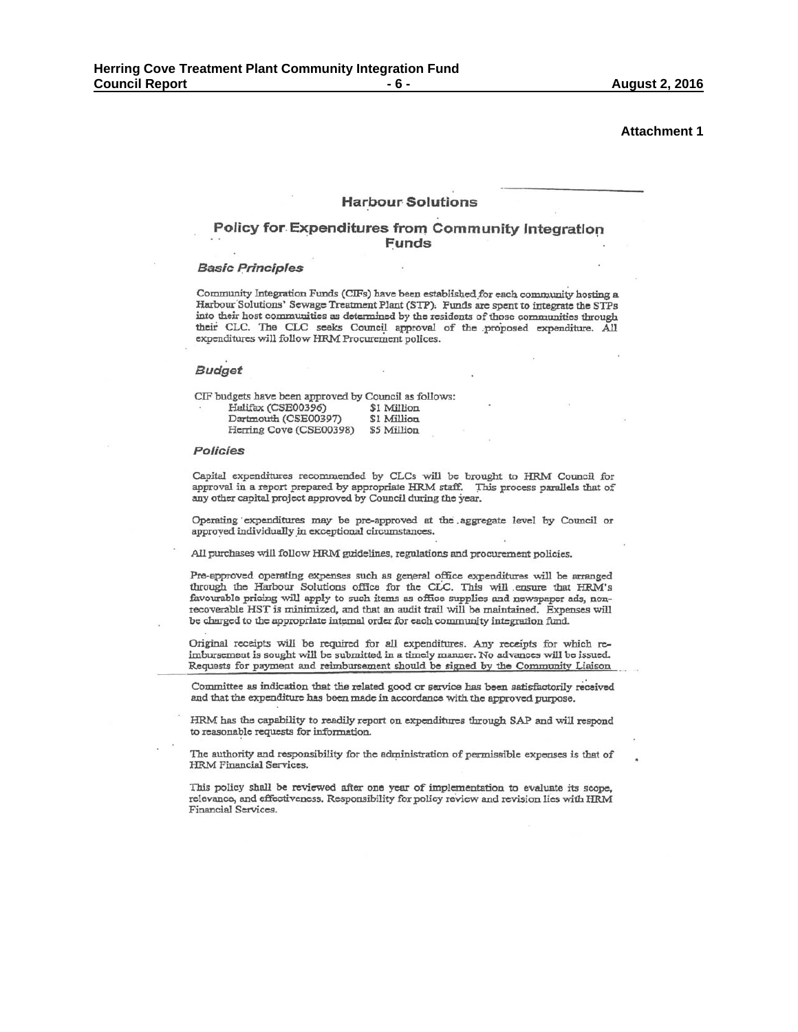**Attachment 1**

# Harbour Solutions

## Policy for Expenditures from Community Integration Funds

### *Basic Principles*

Community Integration Funds (CIFs) have been established for each community hosting a Harbour Solutions' Sewage Treatment Plant (STP). Funds are spent to integrate the STPs into their host communities as determined by the residents of those communities through their CLC. The CLC seeks Council approval of the proposed expenditure. All expenditures will follow HRM Procurement polices.

### *Budget*

CIF budgets have been approved by Council as follows:

| | |
|---|---|
| Halifax (CSE00396) | $1 Million |
| Dartmouth (CSE00397) | $1 Million |
| Herring Cove (CSE00398) | $5 Million |

### *Policies*

Capital expenditures recommended by CLCs will be brought to HRM Council for approval in a report prepared by appropriate HRM staff. This process parallels that of any other capital project approved by Council during the year.

Operating expenditures may be pre-approved at the aggregate level by Council or approved individually in exceptional circumstances.

All purchases will follow HRM guidelines, regulations and procurement policies.

Pre-approved operating expenses such as general office expenditures will be arranged through the Harbour Solutions office for the CLC. This will ensure that HRM's favourable pricing will apply to such items as office supplies and newspaper ads, non-recoverable HST is minimized, and that an audit trail will be maintained. Expenses will be charged to the appropriate internal order for each community integration fund.

Original receipts will be required for all expenditures. Any receipts for which re-imbursement is sought will be submitted in a timely manner. No advances will be issued. Requests for payment and reimbursement should be signed by the Community Liaison Committee as indication that the related good or service has been satisfactorily received and that the expenditure has been made in accordance with the approved purpose.

HRM has the capability to readily report on expenditures through SAP and will respond to reasonable requests for information.

The authority and responsibility for the administration of permissible expenses is that of HRM Financial Services.

This policy shall be reviewed after one year of implementation to evaluate its scope, relevance, and effectiveness. Responsibility for policy review and revision lies with HRM Financial Services.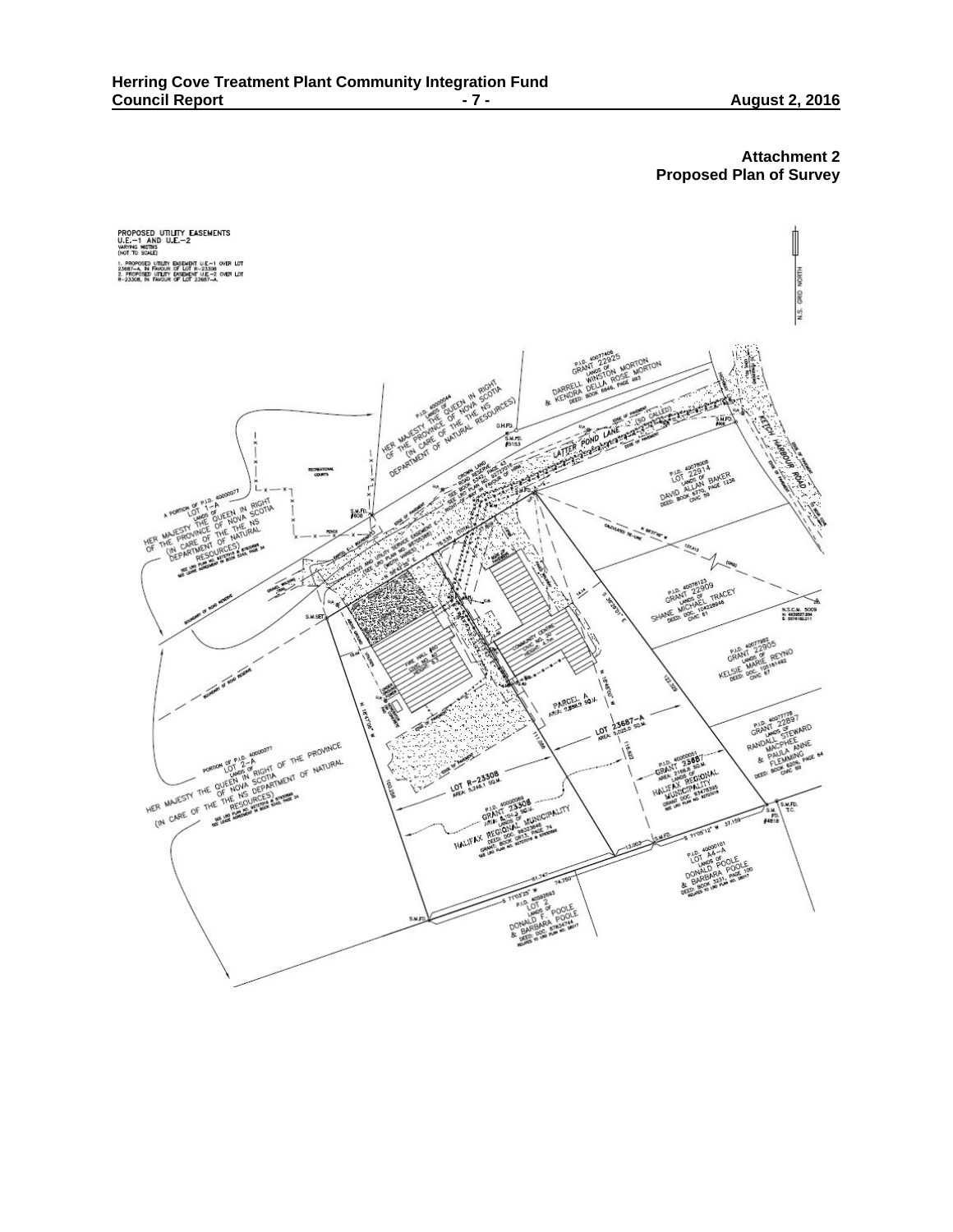**Attachment 2**
**Proposed Plan of Survey**

PROPOSED UTILITY EASEMENTS
U.E.-1 AND U.E.-2
VARYING WIDTHS
(NOT TO SCALE)

1. PROPOSED UTILITY EASEMENT U.E.-1 OVER LOT 23687-A, IN FAVOUR OF LOT R-23308
2. PROPOSED UTILITY EASEMENT U.E.-2 OVER LOT R-23308, IN FAVOUR OF LOT 23687-A.

N.S. GRID NORTH

P.I.D. 40077408
GRANT 22925
LANDS OF
DARRELL WINSTON MORTON
& KENDRA DELLA ROSE MORTON
DEED: BOOK 6646, PAGE 493

P.I.D. 40000044
HER MAJESTY THE QUEEN IN RIGHT
OF THE PROVINCE OF NOVA SCOTIA
(IN CARE OF THE NS
DEPARTMENT OF NATURAL RESOURCES)

LATTER POND LANE

KETCH HARBOUR ROAD

P.I.D. 40078006
LOT 22914
LANDS OF
DAVID ALLAN BAKER
DEED: BOOK 6770, PAGE 1236
CIVIC 59

A PORTION OF P.I.D. 40000077
LOT 1-A
LANDS OF
HER MAJESTY THE QUEEN IN RIGHT
OF THE PROVINCE OF NOVA SCOTIA
(IN CARE OF THE NS
DEPARTMENT OF NATURAL
RESOURCES)

RECREATIONAL COURTS

P.I.D. 40078123
GRANT 22909
LANDS OF
SHANE MICHAEL TRACEY
DEED: DOC. 104228946
CIVIC 61

N.S.C.M. 5009

P.I.D. 40077962
GRANT 22905
LANDS OF
KELSIE MARIE REYNO
DEED: DOC. 103181482
CIVIC 67

FIRE HALL #60
COMMUNITY CENTRE

PARCEL A
AREA: 1,868.2 SQ.M.

LOT 23687-A
AREA: 5,025.0 SQ.M.

P.I.D. 40077778
GRANT 22897
LANDS OF
RANDALL STEWARD
MACPHEE
& PAULA ANNE
FLEMMING
DEED: BOOK 6209, PAGE 64
CIVIC 69

PORTION OF P.I.D. 40000077
LOT 2-A
LANDS OF
HER MAJESTY THE QUEEN IN RIGHT OF THE PROVINCE
OF NOVA SCOTIA
(IN CARE OF THE NS DEPARTMENT OF NATURAL
RESOURCES)

P.I.D. 40000051
GRANT 23687
AREA: 2166.8 SQ.M.
LANDS OF
HALIFAX REGIONAL
MUNICIPALITY

LOT R-23308
AREA: 9,246.1 SQ.M.

P.I.D. 40000069
GRANT 23308
AREA: 8,104.2 SQ.M.
LANDS OF
HALIFAX REGIONAL MUNICIPALITY

P.I.D. 40000101
LOT A4-A
LANDS OF
DONALD POOLE
& BARBARA POOLE
DEED: BOOK 3231, PAGE 100

P.I.D. 40592693
LOT 2
LANDS OF
DONALD F. POOLE
& BARBARA POOLE

S 71°05'12" W 37.159

S 71°03'25" W

74.750

91.747

13.063